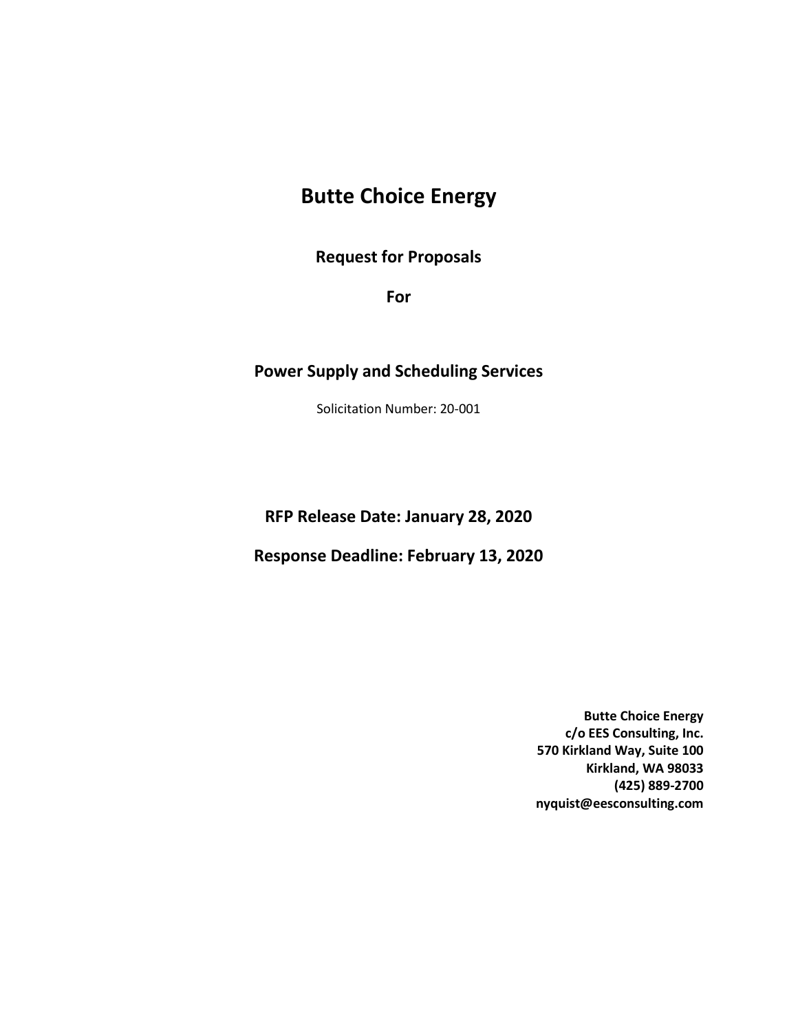# Butte Choice Energy

**Request for Proposals**

**For**

## Power Supply and Scheduling Services

Solicitation Number: 20-001

**RFP Release Date: January 28, 2020**

**Response Deadline: February 13, 2020**

**Butte Choice Energy**
**c/o EES Consulting, Inc.**
**570 Kirkland Way, Suite 100**
**Kirkland, WA 98033**
**(425) 889-2700**
**nyquist@eesconsulting.com**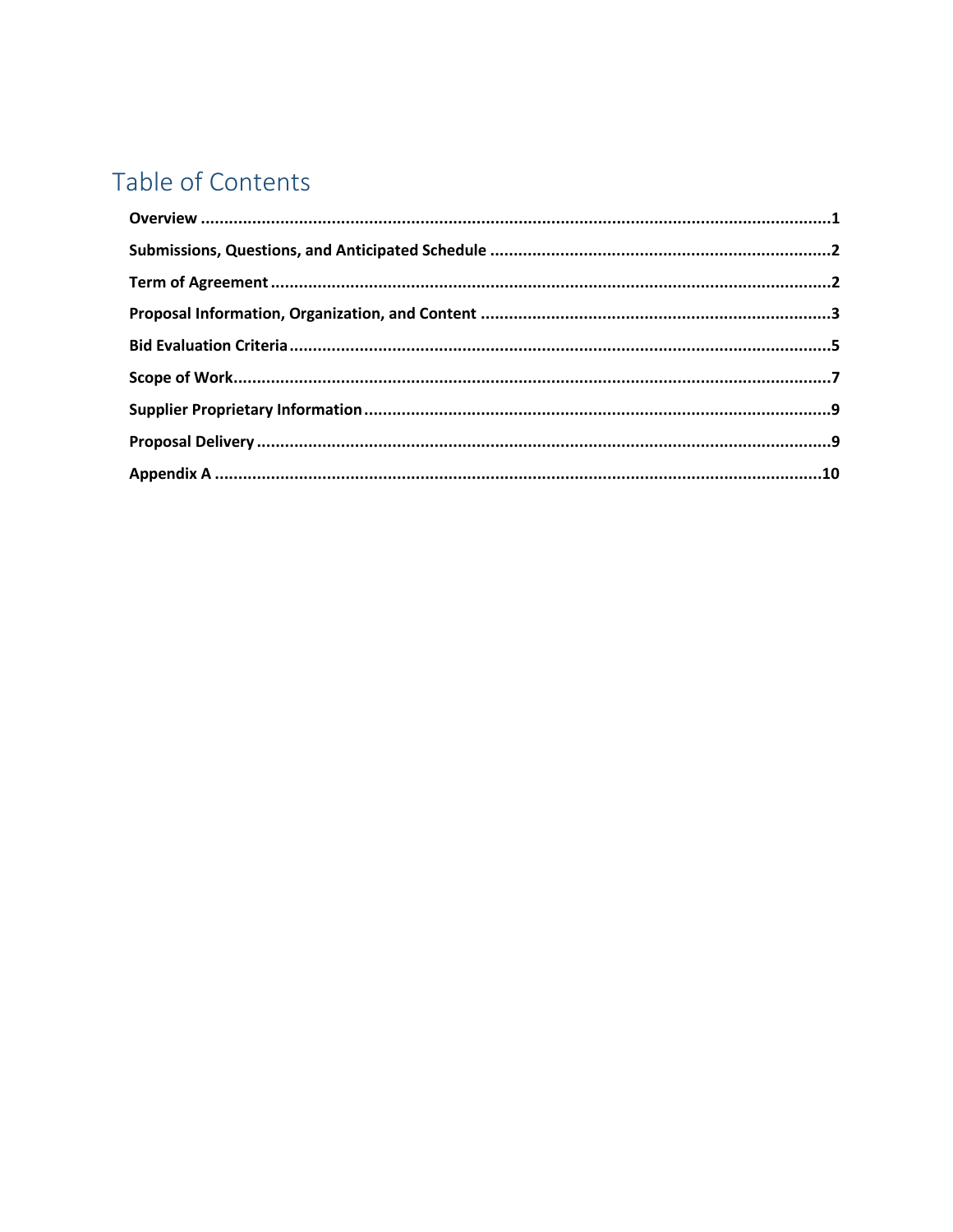# Table of Contents

**Overview** ..... 1

**Submissions, Questions, and Anticipated Schedule** ..... 2

**Term of Agreement** ..... 2

**Proposal Information, Organization, and Content** ..... 3

**Bid Evaluation Criteria** ..... 5

**Scope of Work** ..... 7

**Supplier Proprietary Information** ..... 9

**Proposal Delivery** ..... 9

**Appendix A** ..... 10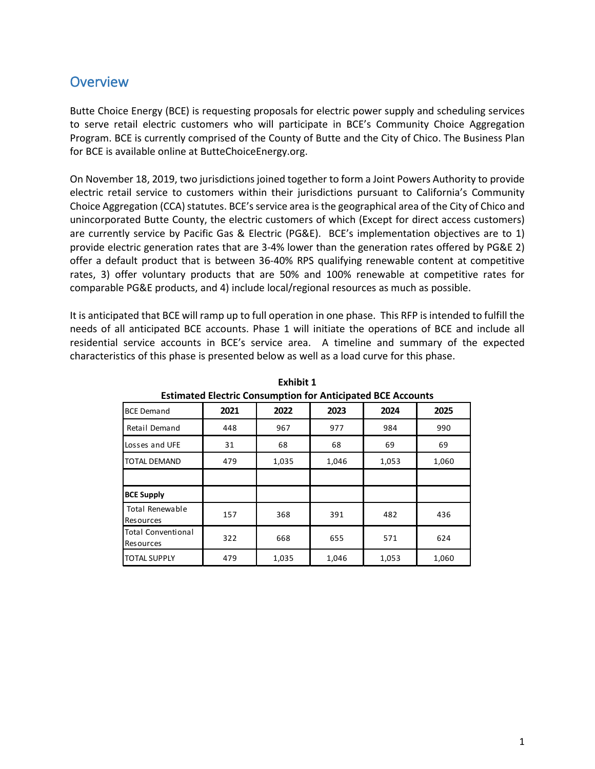## Overview

Butte Choice Energy (BCE) is requesting proposals for electric power supply and scheduling services to serve retail electric customers who will participate in BCE's Community Choice Aggregation Program. BCE is currently comprised of the County of Butte and the City of Chico. The Business Plan for BCE is available online at ButteChoiceEnergy.org.

On November 18, 2019, two jurisdictions joined together to form a Joint Powers Authority to provide electric retail service to customers within their jurisdictions pursuant to California's Community Choice Aggregation (CCA) statutes. BCE's service area is the geographical area of the City of Chico and unincorporated Butte County, the electric customers of which (Except for direct access customers) are currently service by Pacific Gas & Electric (PG&E). BCE's implementation objectives are to 1) provide electric generation rates that are 3-4% lower than the generation rates offered by PG&E 2) offer a default product that is between 36-40% RPS qualifying renewable content at competitive rates, 3) offer voluntary products that are 50% and 100% renewable at competitive rates for comparable PG&E products, and 4) include local/regional resources as much as possible.

It is anticipated that BCE will ramp up to full operation in one phase. This RFP is intended to fulfill the needs of all anticipated BCE accounts. Phase 1 will initiate the operations of BCE and include all residential service accounts in BCE's service area. A timeline and summary of the expected characteristics of this phase is presented below as well as a load curve for this phase.

**Exhibit 1**
**Estimated Electric Consumption for Anticipated BCE Accounts**

| BCE Demand | 2021 | 2022 | 2023 | 2024 | 2025 |
|---|---|---|---|---|---|
| Retail Demand | 448 | 967 | 977 | 984 | 990 |
| Losses and UFE | 31 | 68 | 68 | 69 | 69 |
| TOTAL DEMAND | 479 | 1,035 | 1,046 | 1,053 | 1,060 |
| | | | | | |
| **BCE Supply** | | | | | |
| Total Renewable Resources | 157 | 368 | 391 | 482 | 436 |
| Total Conventional Resources | 322 | 668 | 655 | 571 | 624 |
| TOTAL SUPPLY | 479 | 1,035 | 1,046 | 1,053 | 1,060 |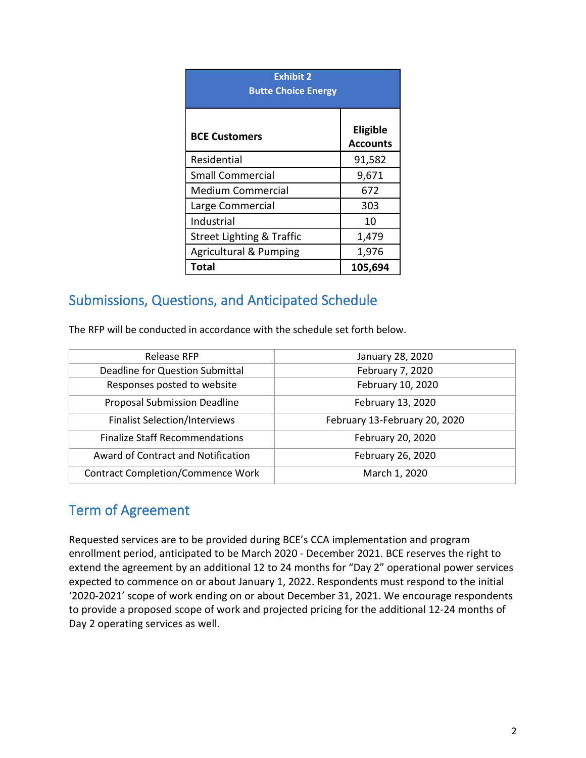| Exhibit 2<br>Butte Choice Energy | |
|---|---|
| **BCE Customers** | **Eligible Accounts** |
| Residential | 91,582 |
| Small Commercial | 9,671 |
| Medium Commercial | 672 |
| Large Commercial | 303 |
| Industrial | 10 |
| Street Lighting & Traffic | 1,479 |
| Agricultural & Pumping | 1,976 |
| **Total** | **105,694** |

## Submissions, Questions, and Anticipated Schedule

The RFP will be conducted in accordance with the schedule set forth below.

| | |
|---|---|
| Release RFP | January 28, 2020 |
| Deadline for Question Submittal | February 7, 2020 |
| Responses posted to website | February 10, 2020 |
| Proposal Submission Deadline | February 13, 2020 |
| Finalist Selection/Interviews | February 13-February 20, 2020 |
| Finalize Staff Recommendations | February 20, 2020 |
| Award of Contract and Notification | February 26, 2020 |
| Contract Completion/Commence Work | March 1, 2020 |

## Term of Agreement

Requested services are to be provided during BCE's CCA implementation and program enrollment period, anticipated to be March 2020 - December 2021. BCE reserves the right to extend the agreement by an additional 12 to 24 months for "Day 2" operational power services expected to commence on or about January 1, 2022. Respondents must respond to the initial '2020-2021' scope of work ending on or about December 31, 2021. We encourage respondents to provide a proposed scope of work and projected pricing for the additional 12-24 months of Day 2 operating services as well.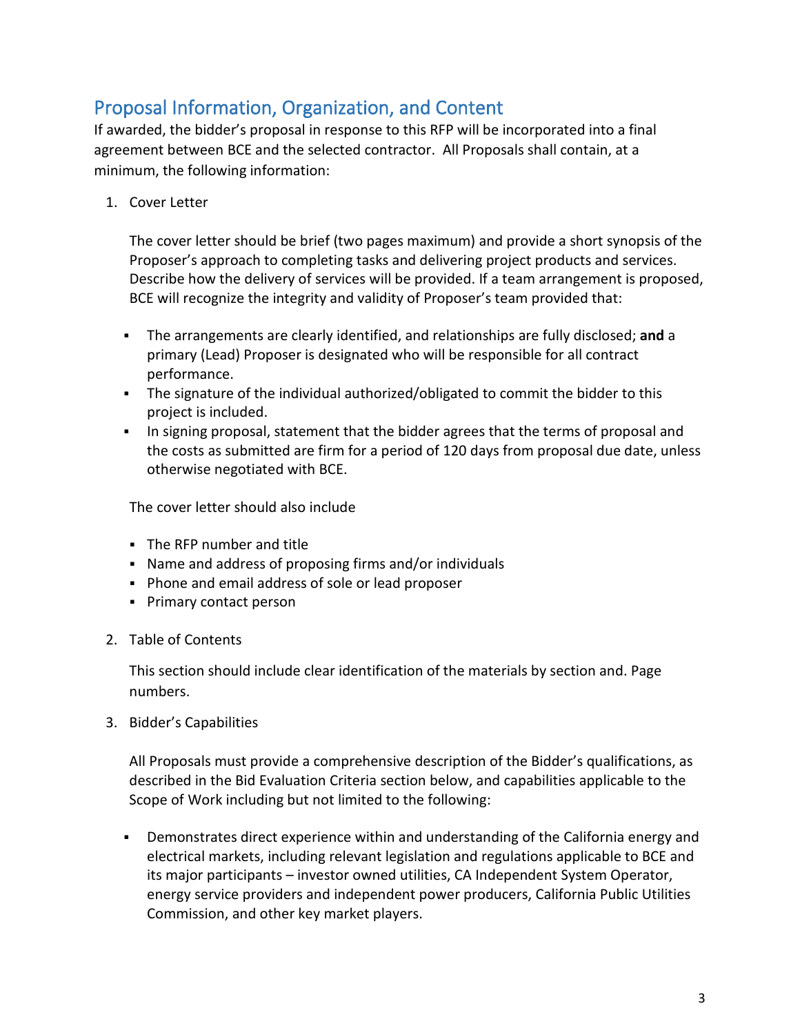## Proposal Information, Organization, and Content

If awarded, the bidder's proposal in response to this RFP will be incorporated into a final agreement between BCE and the selected contractor. All Proposals shall contain, at a minimum, the following information:

1. Cover Letter

   The cover letter should be brief (two pages maximum) and provide a short synopsis of the Proposer's approach to completing tasks and delivering project products and services. Describe how the delivery of services will be provided. If a team arrangement is proposed, BCE will recognize the integrity and validity of Proposer's team provided that:

   - The arrangements are clearly identified, and relationships are fully disclosed; **and** a primary (Lead) Proposer is designated who will be responsible for all contract performance.
   - The signature of the individual authorized/obligated to commit the bidder to this project is included.
   - In signing proposal, statement that the bidder agrees that the terms of proposal and the costs as submitted are firm for a period of 120 days from proposal due date, unless otherwise negotiated with BCE.

   The cover letter should also include

   - The RFP number and title
   - Name and address of proposing firms and/or individuals
   - Phone and email address of sole or lead proposer
   - Primary contact person

2. Table of Contents

   This section should include clear identification of the materials by section and. Page numbers.

3. Bidder's Capabilities

   All Proposals must provide a comprehensive description of the Bidder's qualifications, as described in the Bid Evaluation Criteria section below, and capabilities applicable to the Scope of Work including but not limited to the following:

   - Demonstrates direct experience within and understanding of the California energy and electrical markets, including relevant legislation and regulations applicable to BCE and its major participants – investor owned utilities, CA Independent System Operator, energy service providers and independent power producers, California Public Utilities Commission, and other key market players.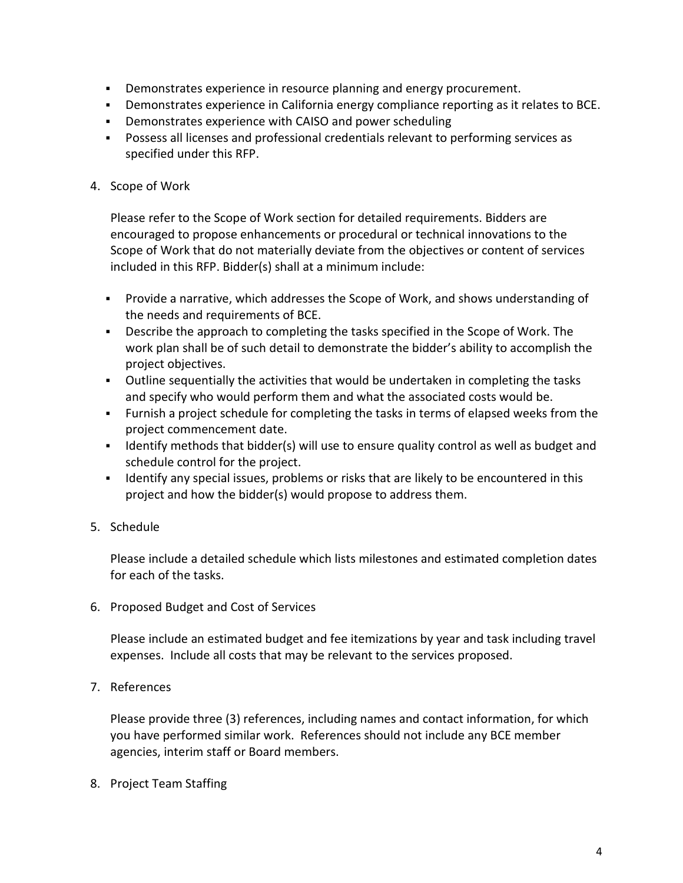- Demonstrates experience in resource planning and energy procurement.
- Demonstrates experience in California energy compliance reporting as it relates to BCE.
- Demonstrates experience with CAISO and power scheduling
- Possess all licenses and professional credentials relevant to performing services as specified under this RFP.

4. Scope of Work

   Please refer to the Scope of Work section for detailed requirements. Bidders are encouraged to propose enhancements or procedural or technical innovations to the Scope of Work that do not materially deviate from the objectives or content of services included in this RFP. Bidder(s) shall at a minimum include:

   - Provide a narrative, which addresses the Scope of Work, and shows understanding of the needs and requirements of BCE.
   - Describe the approach to completing the tasks specified in the Scope of Work. The work plan shall be of such detail to demonstrate the bidder's ability to accomplish the project objectives.
   - Outline sequentially the activities that would be undertaken in completing the tasks and specify who would perform them and what the associated costs would be.
   - Furnish a project schedule for completing the tasks in terms of elapsed weeks from the project commencement date.
   - Identify methods that bidder(s) will use to ensure quality control as well as budget and schedule control for the project.
   - Identify any special issues, problems or risks that are likely to be encountered in this project and how the bidder(s) would propose to address them.

5. Schedule

   Please include a detailed schedule which lists milestones and estimated completion dates for each of the tasks.

6. Proposed Budget and Cost of Services

   Please include an estimated budget and fee itemizations by year and task including travel expenses. Include all costs that may be relevant to the services proposed.

7. References

   Please provide three (3) references, including names and contact information, for which you have performed similar work. References should not include any BCE member agencies, interim staff or Board members.

8. Project Team Staffing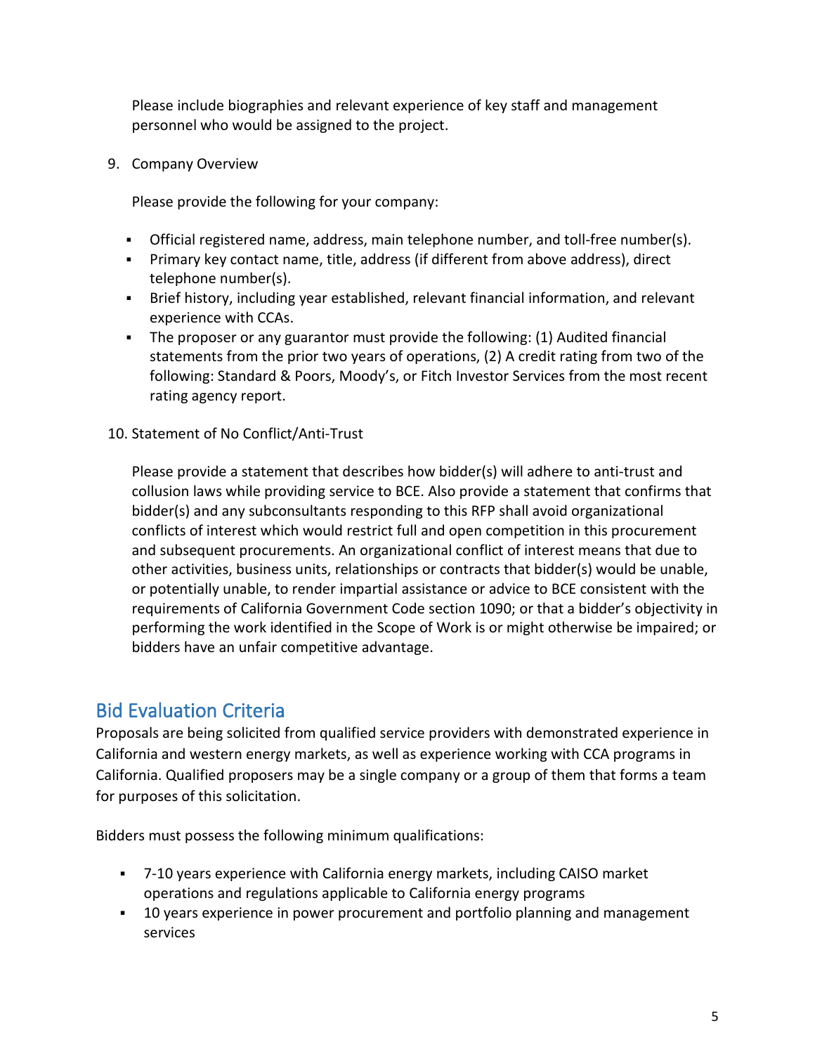Please include biographies and relevant experience of key staff and management personnel who would be assigned to the project.

9. Company Overview

   Please provide the following for your company:

   - Official registered name, address, main telephone number, and toll-free number(s).
   - Primary key contact name, title, address (if different from above address), direct telephone number(s).
   - Brief history, including year established, relevant financial information, and relevant experience with CCAs.
   - The proposer or any guarantor must provide the following: (1) Audited financial statements from the prior two years of operations, (2) A credit rating from two of the following: Standard & Poors, Moody's, or Fitch Investor Services from the most recent rating agency report.

10. Statement of No Conflict/Anti-Trust

    Please provide a statement that describes how bidder(s) will adhere to anti-trust and collusion laws while providing service to BCE. Also provide a statement that confirms that bidder(s) and any subconsultants responding to this RFP shall avoid organizational conflicts of interest which would restrict full and open competition in this procurement and subsequent procurements. An organizational conflict of interest means that due to other activities, business units, relationships or contracts that bidder(s) would be unable, or potentially unable, to render impartial assistance or advice to BCE consistent with the requirements of California Government Code section 1090; or that a bidder's objectivity in performing the work identified in the Scope of Work is or might otherwise be impaired; or bidders have an unfair competitive advantage.

## Bid Evaluation Criteria

Proposals are being solicited from qualified service providers with demonstrated experience in California and western energy markets, as well as experience working with CCA programs in California. Qualified proposers may be a single company or a group of them that forms a team for purposes of this solicitation.

Bidders must possess the following minimum qualifications:

- 7-10 years experience with California energy markets, including CAISO market operations and regulations applicable to California energy programs
- 10 years experience in power procurement and portfolio planning and management services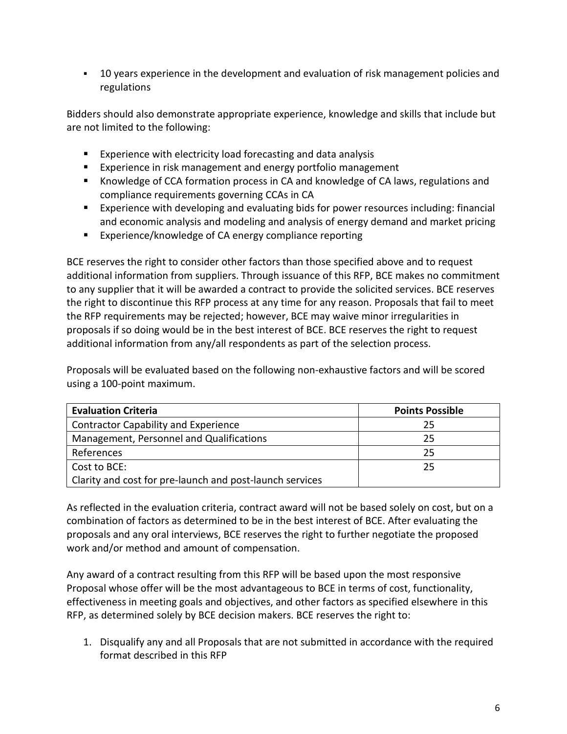- 10 years experience in the development and evaluation of risk management policies and regulations

Bidders should also demonstrate appropriate experience, knowledge and skills that include but are not limited to the following:

- Experience with electricity load forecasting and data analysis
- Experience in risk management and energy portfolio management
- Knowledge of CCA formation process in CA and knowledge of CA laws, regulations and compliance requirements governing CCAs in CA
- Experience with developing and evaluating bids for power resources including: financial and economic analysis and modeling and analysis of energy demand and market pricing
- Experience/knowledge of CA energy compliance reporting

BCE reserves the right to consider other factors than those specified above and to request additional information from suppliers. Through issuance of this RFP, BCE makes no commitment to any supplier that it will be awarded a contract to provide the solicited services. BCE reserves the right to discontinue this RFP process at any time for any reason. Proposals that fail to meet the RFP requirements may be rejected; however, BCE may waive minor irregularities in proposals if so doing would be in the best interest of BCE. BCE reserves the right to request additional information from any/all respondents as part of the selection process.

Proposals will be evaluated based on the following non-exhaustive factors and will be scored using a 100-point maximum.

| **Evaluation Criteria** | **Points Possible** |
|---|---|
| Contractor Capability and Experience | 25 |
| Management, Personnel and Qualifications | 25 |
| References | 25 |
| Cost to BCE:<br>Clarity and cost for pre-launch and post-launch services | 25 |

As reflected in the evaluation criteria, contract award will not be based solely on cost, but on a combination of factors as determined to be in the best interest of BCE. After evaluating the proposals and any oral interviews, BCE reserves the right to further negotiate the proposed work and/or method and amount of compensation.

Any award of a contract resulting from this RFP will be based upon the most responsive Proposal whose offer will be the most advantageous to BCE in terms of cost, functionality, effectiveness in meeting goals and objectives, and other factors as specified elsewhere in this RFP, as determined solely by BCE decision makers. BCE reserves the right to:

1. Disqualify any and all Proposals that are not submitted in accordance with the required format described in this RFP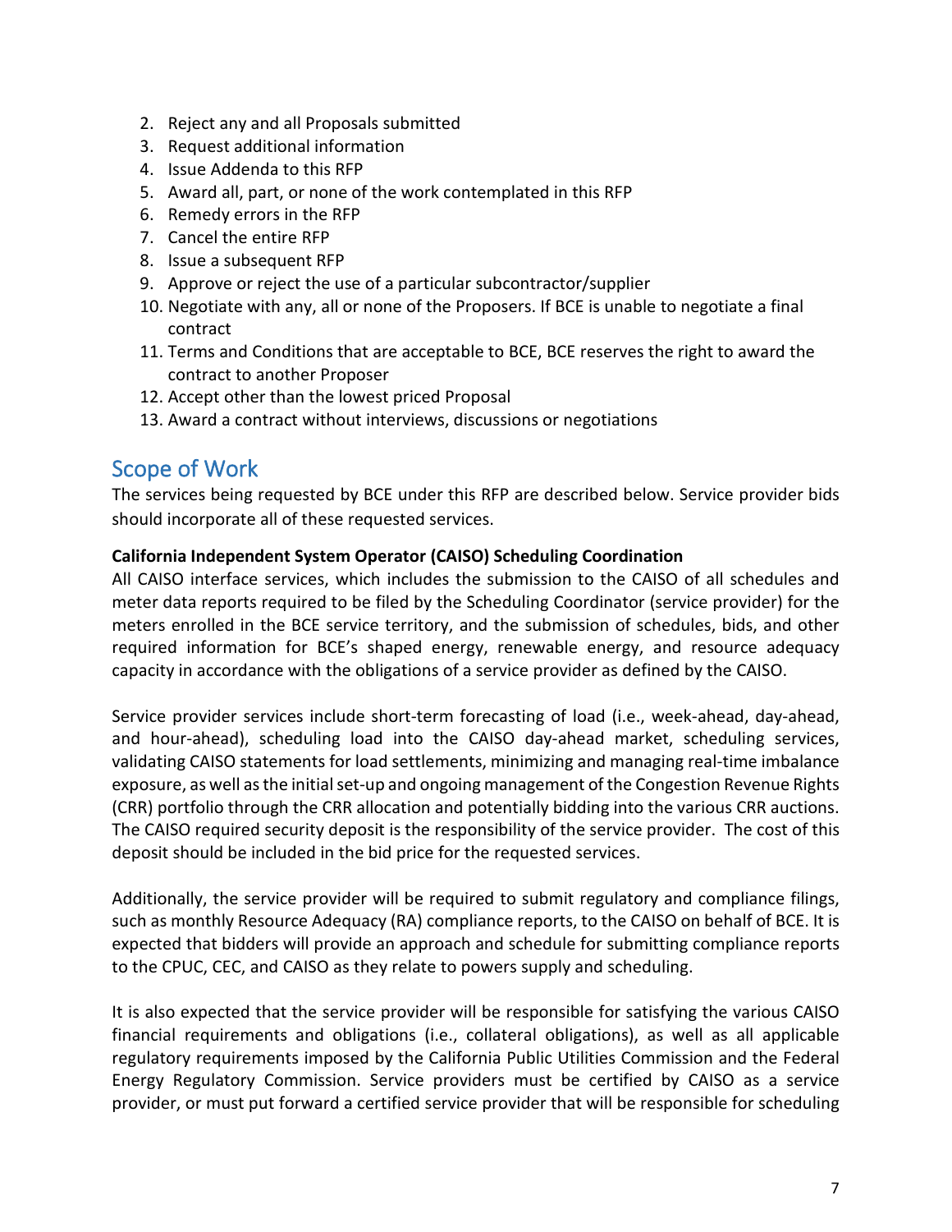2. Reject any and all Proposals submitted
3. Request additional information
4. Issue Addenda to this RFP
5. Award all, part, or none of the work contemplated in this RFP
6. Remedy errors in the RFP
7. Cancel the entire RFP
8. Issue a subsequent RFP
9. Approve or reject the use of a particular subcontractor/supplier
10. Negotiate with any, all or none of the Proposers. If BCE is unable to negotiate a final contract
11. Terms and Conditions that are acceptable to BCE, BCE reserves the right to award the contract to another Proposer
12. Accept other than the lowest priced Proposal
13. Award a contract without interviews, discussions or negotiations

## Scope of Work

The services being requested by BCE under this RFP are described below. Service provider bids should incorporate all of these requested services.

**California Independent System Operator (CAISO) Scheduling Coordination**

All CAISO interface services, which includes the submission to the CAISO of all schedules and meter data reports required to be filed by the Scheduling Coordinator (service provider) for the meters enrolled in the BCE service territory, and the submission of schedules, bids, and other required information for BCE's shaped energy, renewable energy, and resource adequacy capacity in accordance with the obligations of a service provider as defined by the CAISO.

Service provider services include short-term forecasting of load (i.e., week-ahead, day-ahead, and hour-ahead), scheduling load into the CAISO day-ahead market, scheduling services, validating CAISO statements for load settlements, minimizing and managing real-time imbalance exposure, as well as the initial set-up and ongoing management of the Congestion Revenue Rights (CRR) portfolio through the CRR allocation and potentially bidding into the various CRR auctions. The CAISO required security deposit is the responsibility of the service provider. The cost of this deposit should be included in the bid price for the requested services.

Additionally, the service provider will be required to submit regulatory and compliance filings, such as monthly Resource Adequacy (RA) compliance reports, to the CAISO on behalf of BCE. It is expected that bidders will provide an approach and schedule for submitting compliance reports to the CPUC, CEC, and CAISO as they relate to powers supply and scheduling.

It is also expected that the service provider will be responsible for satisfying the various CAISO financial requirements and obligations (i.e., collateral obligations), as well as all applicable regulatory requirements imposed by the California Public Utilities Commission and the Federal Energy Regulatory Commission. Service providers must be certified by CAISO as a service provider, or must put forward a certified service provider that will be responsible for scheduling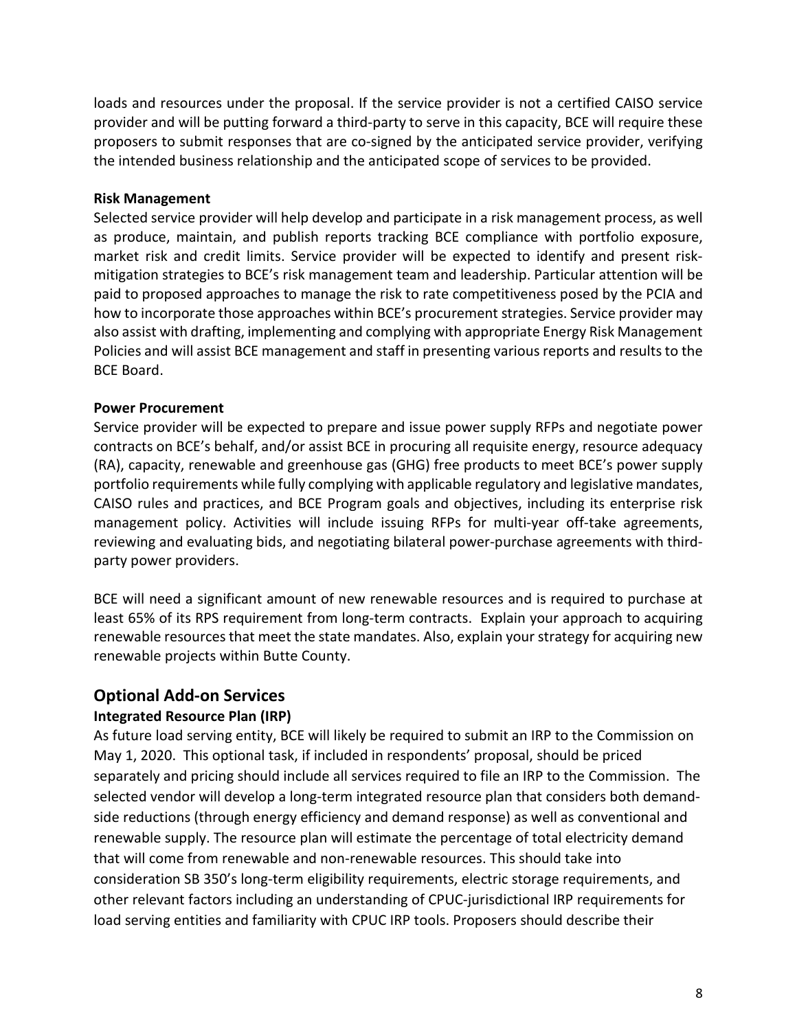loads and resources under the proposal. If the service provider is not a certified CAISO service provider and will be putting forward a third-party to serve in this capacity, BCE will require these proposers to submit responses that are co-signed by the anticipated service provider, verifying the intended business relationship and the anticipated scope of services to be provided.

**Risk Management**

Selected service provider will help develop and participate in a risk management process, as well as produce, maintain, and publish reports tracking BCE compliance with portfolio exposure, market risk and credit limits. Service provider will be expected to identify and present risk-mitigation strategies to BCE's risk management team and leadership. Particular attention will be paid to proposed approaches to manage the risk to rate competitiveness posed by the PCIA and how to incorporate those approaches within BCE's procurement strategies. Service provider may also assist with drafting, implementing and complying with appropriate Energy Risk Management Policies and will assist BCE management and staff in presenting various reports and results to the BCE Board.

**Power Procurement**

Service provider will be expected to prepare and issue power supply RFPs and negotiate power contracts on BCE's behalf, and/or assist BCE in procuring all requisite energy, resource adequacy (RA), capacity, renewable and greenhouse gas (GHG) free products to meet BCE's power supply portfolio requirements while fully complying with applicable regulatory and legislative mandates, CAISO rules and practices, and BCE Program goals and objectives, including its enterprise risk management policy. Activities will include issuing RFPs for multi-year off-take agreements, reviewing and evaluating bids, and negotiating bilateral power-purchase agreements with third-party power providers.

BCE will need a significant amount of new renewable resources and is required to purchase at least 65% of its RPS requirement from long-term contracts. Explain your approach to acquiring renewable resources that meet the state mandates. Also, explain your strategy for acquiring new renewable projects within Butte County.

## Optional Add-on Services

**Integrated Resource Plan (IRP)**

As future load serving entity, BCE will likely be required to submit an IRP to the Commission on May 1, 2020. This optional task, if included in respondents' proposal, should be priced separately and pricing should include all services required to file an IRP to the Commission. The selected vendor will develop a long-term integrated resource plan that considers both demand-side reductions (through energy efficiency and demand response) as well as conventional and renewable supply. The resource plan will estimate the percentage of total electricity demand that will come from renewable and non-renewable resources. This should take into consideration SB 350's long-term eligibility requirements, electric storage requirements, and other relevant factors including an understanding of CPUC-jurisdictional IRP requirements for load serving entities and familiarity with CPUC IRP tools. Proposers should describe their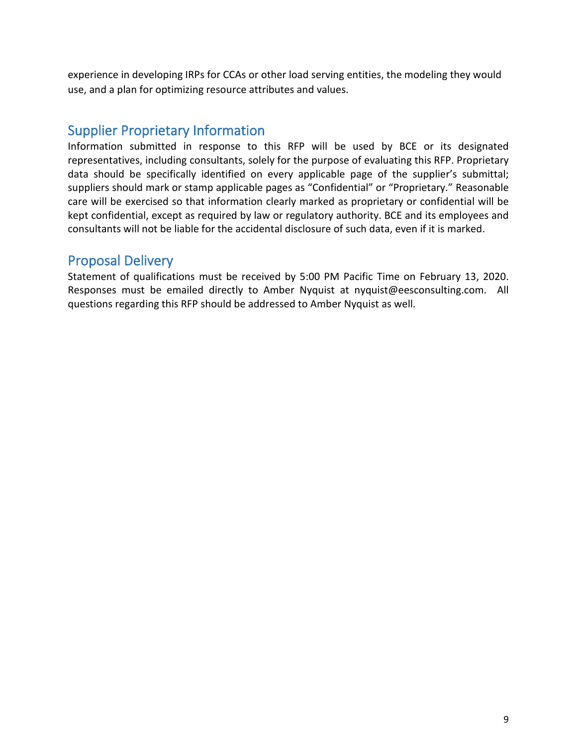experience in developing IRPs for CCAs or other load serving entities, the modeling they would use, and a plan for optimizing resource attributes and values.

## Supplier Proprietary Information

Information submitted in response to this RFP will be used by BCE or its designated representatives, including consultants, solely for the purpose of evaluating this RFP. Proprietary data should be specifically identified on every applicable page of the supplier's submittal; suppliers should mark or stamp applicable pages as "Confidential" or "Proprietary." Reasonable care will be exercised so that information clearly marked as proprietary or confidential will be kept confidential, except as required by law or regulatory authority. BCE and its employees and consultants will not be liable for the accidental disclosure of such data, even if it is marked.

## Proposal Delivery

Statement of qualifications must be received by 5:00 PM Pacific Time on February 13, 2020. Responses must be emailed directly to Amber Nyquist at nyquist@eesconsulting.com. All questions regarding this RFP should be addressed to Amber Nyquist as well.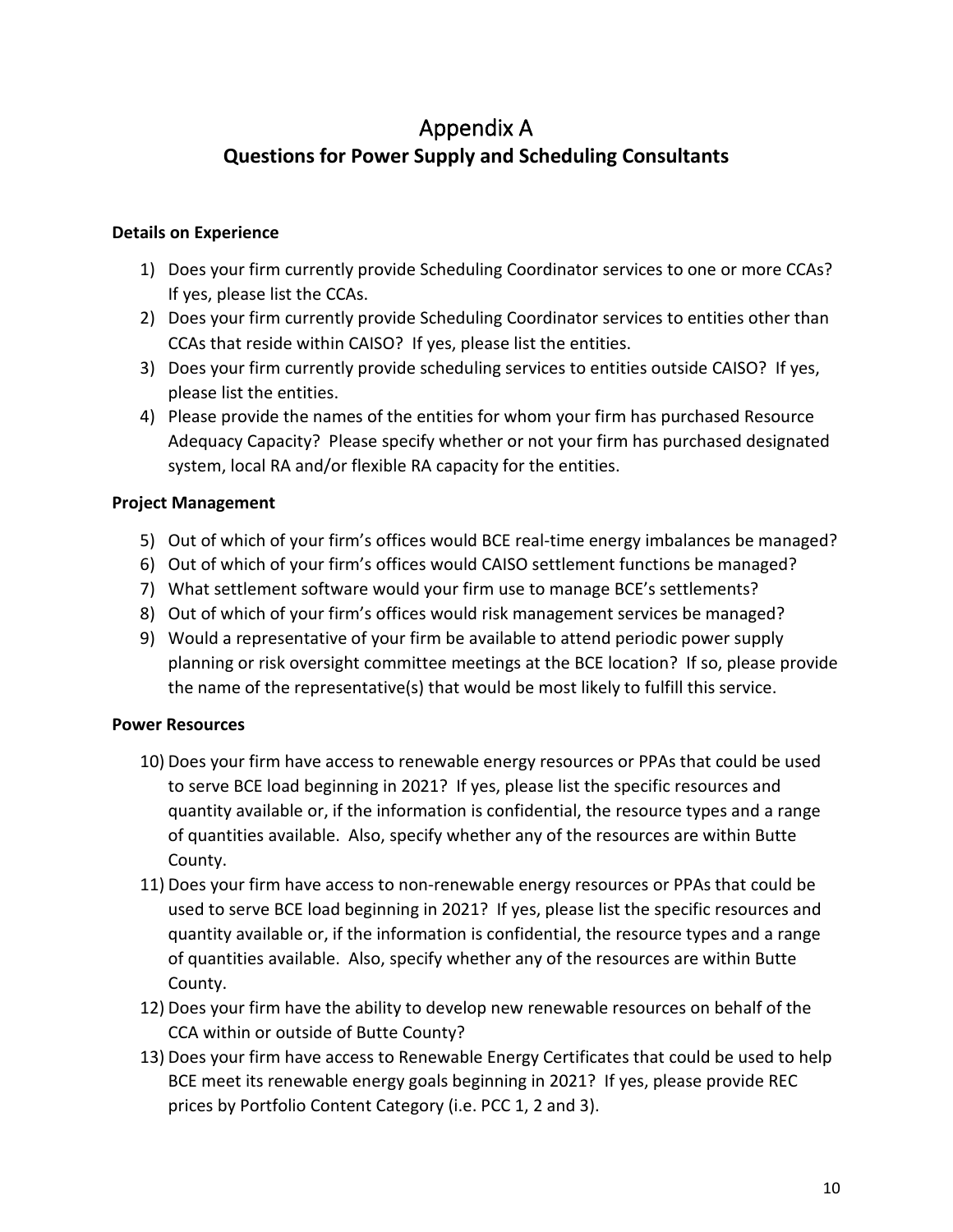# Appendix A

## Questions for Power Supply and Scheduling Consultants

**Details on Experience**

1) Does your firm currently provide Scheduling Coordinator services to one or more CCAs? If yes, please list the CCAs.
2) Does your firm currently provide Scheduling Coordinator services to entities other than CCAs that reside within CAISO? If yes, please list the entities.
3) Does your firm currently provide scheduling services to entities outside CAISO? If yes, please list the entities.
4) Please provide the names of the entities for whom your firm has purchased Resource Adequacy Capacity? Please specify whether or not your firm has purchased designated system, local RA and/or flexible RA capacity for the entities.

**Project Management**

5) Out of which of your firm's offices would BCE real-time energy imbalances be managed?
6) Out of which of your firm's offices would CAISO settlement functions be managed?
7) What settlement software would your firm use to manage BCE's settlements?
8) Out of which of your firm's offices would risk management services be managed?
9) Would a representative of your firm be available to attend periodic power supply planning or risk oversight committee meetings at the BCE location? If so, please provide the name of the representative(s) that would be most likely to fulfill this service.

**Power Resources**

10) Does your firm have access to renewable energy resources or PPAs that could be used to serve BCE load beginning in 2021? If yes, please list the specific resources and quantity available or, if the information is confidential, the resource types and a range of quantities available. Also, specify whether any of the resources are within Butte County.
11) Does your firm have access to non-renewable energy resources or PPAs that could be used to serve BCE load beginning in 2021? If yes, please list the specific resources and quantity available or, if the information is confidential, the resource types and a range of quantities available. Also, specify whether any of the resources are within Butte County.
12) Does your firm have the ability to develop new renewable resources on behalf of the CCA within or outside of Butte County?
13) Does your firm have access to Renewable Energy Certificates that could be used to help BCE meet its renewable energy goals beginning in 2021? If yes, please provide REC prices by Portfolio Content Category (i.e. PCC 1, 2 and 3).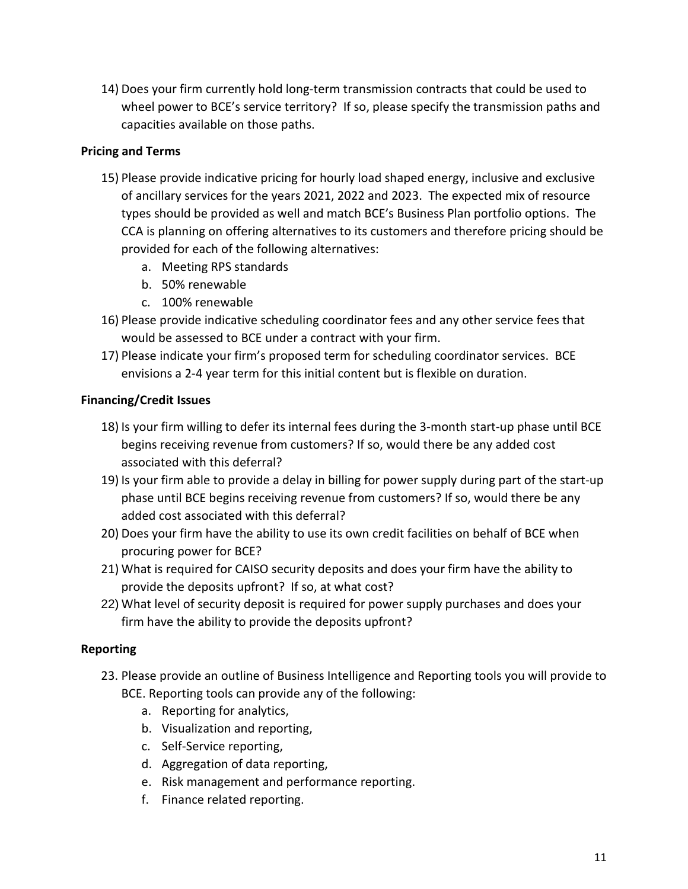14) Does your firm currently hold long-term transmission contracts that could be used to wheel power to BCE's service territory? If so, please specify the transmission paths and capacities available on those paths.

**Pricing and Terms**

15) Please provide indicative pricing for hourly load shaped energy, inclusive and exclusive of ancillary services for the years 2021, 2022 and 2023. The expected mix of resource types should be provided as well and match BCE's Business Plan portfolio options. The CCA is planning on offering alternatives to its customers and therefore pricing should be provided for each of the following alternatives:
    a. Meeting RPS standards
    b. 50% renewable
    c. 100% renewable
16) Please provide indicative scheduling coordinator fees and any other service fees that would be assessed to BCE under a contract with your firm.
17) Please indicate your firm's proposed term for scheduling coordinator services. BCE envisions a 2-4 year term for this initial content but is flexible on duration.

**Financing/Credit Issues**

18) Is your firm willing to defer its internal fees during the 3-month start-up phase until BCE begins receiving revenue from customers? If so, would there be any added cost associated with this deferral?
19) Is your firm able to provide a delay in billing for power supply during part of the start-up phase until BCE begins receiving revenue from customers? If so, would there be any added cost associated with this deferral?
20) Does your firm have the ability to use its own credit facilities on behalf of BCE when procuring power for BCE?
21) What is required for CAISO security deposits and does your firm have the ability to provide the deposits upfront? If so, at what cost?
22) What level of security deposit is required for power supply purchases and does your firm have the ability to provide the deposits upfront?

**Reporting**

23. Please provide an outline of Business Intelligence and Reporting tools you will provide to BCE. Reporting tools can provide any of the following:
    a. Reporting for analytics,
    b. Visualization and reporting,
    c. Self-Service reporting,
    d. Aggregation of data reporting,
    e. Risk management and performance reporting.
    f. Finance related reporting.